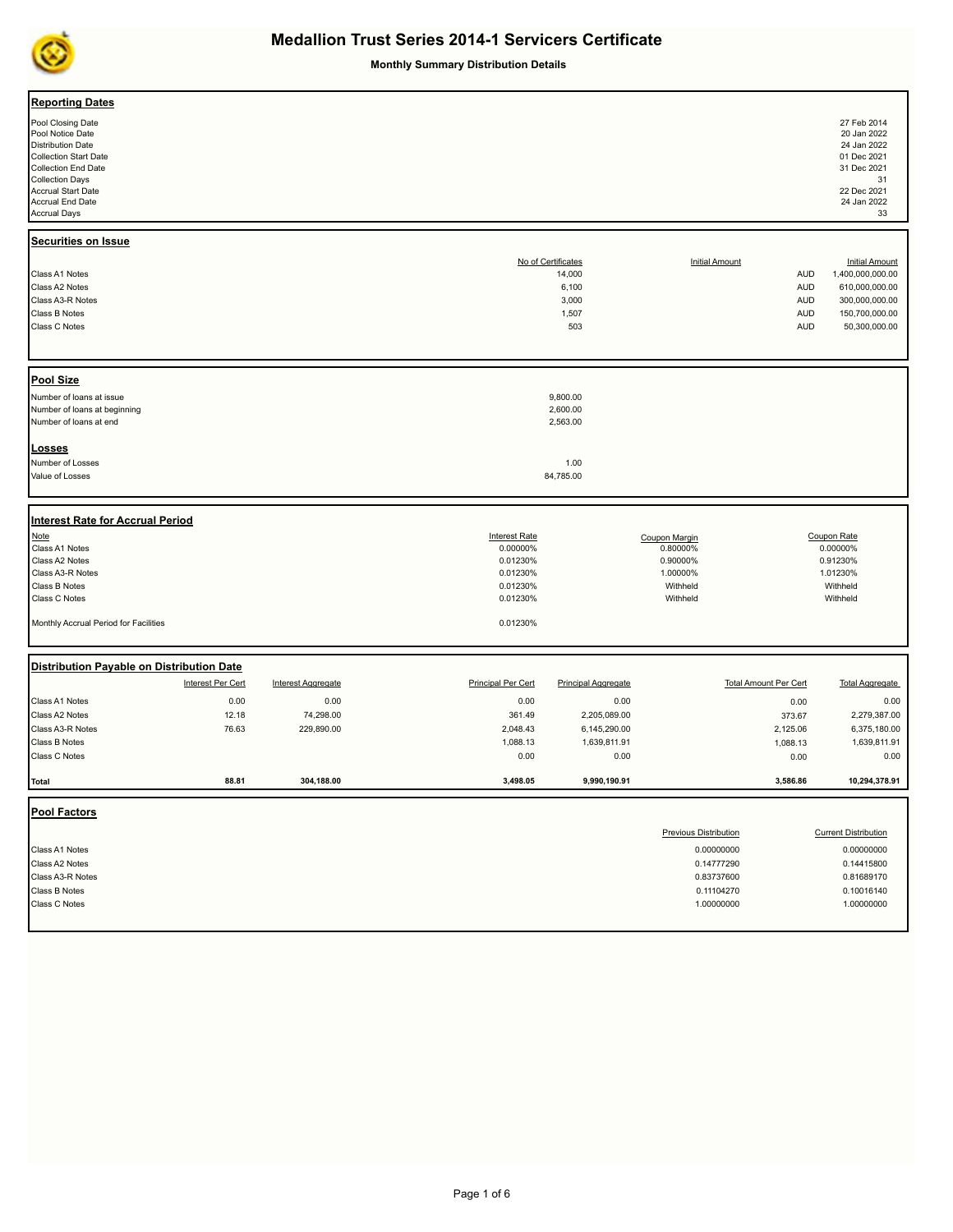# Medallion Trust Series 2014-1 Servicers Certificate

**Monthly Summary Distribution Details**

## Reporting Dates

| | |
|---|---|
| Pool Closing Date | 27 Feb 2014 |
| Pool Notice Date | 20 Jan 2022 |
| Distribution Date | 24 Jan 2022 |
| Collection Start Date | 01 Dec 2021 |
| Collection End Date | 31 Dec 2021 |
| Collection Days | 31 |
| Accrual Start Date | 22 Dec 2021 |
| Accrual End Date | 24 Jan 2022 |
| Accrual Days | 33 |

## Securities on Issue

| | No of Certificates | Initial Amount | Initial Amount |
|---|---|---|---|
| Class A1 Notes | 14,000 | AUD | 1,400,000,000.00 |
| Class A2 Notes | 6,100 | AUD | 610,000,000.00 |
| Class A3-R Notes | 3,000 | AUD | 300,000,000.00 |
| Class B Notes | 1,507 | AUD | 150,700,000.00 |
| Class C Notes | 503 | AUD | 50,300,000.00 |

## Pool Size

| | |
|---|---|
| Number of loans at issue | 9,800.00 |
| Number of loans at beginning | 2,600.00 |
| Number of loans at end | 2,563.00 |

## Losses

| | |
|---|---|
| Number of Losses | 1.00 |
| Value of Losses | 84,785.00 |

## Interest Rate for Accrual Period

| Note | Interest Rate | Coupon Margin | Coupon Rate |
|---|---|---|---|
| Class A1 Notes | 0.00000% | 0.80000% | 0.00000% |
| Class A2 Notes | 0.01230% | 0.90000% | 0.91230% |
| Class A3-R Notes | 0.01230% | 1.00000% | 1.01230% |
| Class B Notes | 0.01230% | Withheld | Withheld |
| Class C Notes | 0.01230% | Withheld | Withheld |
| Monthly Accrual Period for Facilities | 0.01230% | | |

## Distribution Payable on Distribution Date

| | Interest Per Cert | Interest Aggregate | Principal Per Cert | Principal Aggregate | Total Amount Per Cert | Total Aggregate |
|---|---|---|---|---|---|---|
| Class A1 Notes | 0.00 | 0.00 | 0.00 | 0.00 | 0.00 | 0.00 |
| Class A2 Notes | 12.18 | 74,298.00 | 361.49 | 2,205,089.00 | 373.67 | 2,279,387.00 |
| Class A3-R Notes | 76.63 | 229,890.00 | 2,048.43 | 6,145,290.00 | 2,125.06 | 6,375,180.00 |
| Class B Notes | | | 1,088.13 | 1,639,811.91 | 1,088.13 | 1,639,811.91 |
| Class C Notes | | | 0.00 | 0.00 | 0.00 | 0.00 |
| **Total** | **88.81** | **304,188.00** | **3,498.05** | **9,990,190.91** | **3,586.86** | **10,294,378.91** |

## Pool Factors

| | Previous Distribution | Current Distribution |
|---|---|---|
| Class A1 Notes | 0.00000000 | 0.00000000 |
| Class A2 Notes | 0.14777290 | 0.14415800 |
| Class A3-R Notes | 0.83737600 | 0.81689170 |
| Class B Notes | 0.11104270 | 0.10016140 |
| Class C Notes | 1.00000000 | 1.00000000 |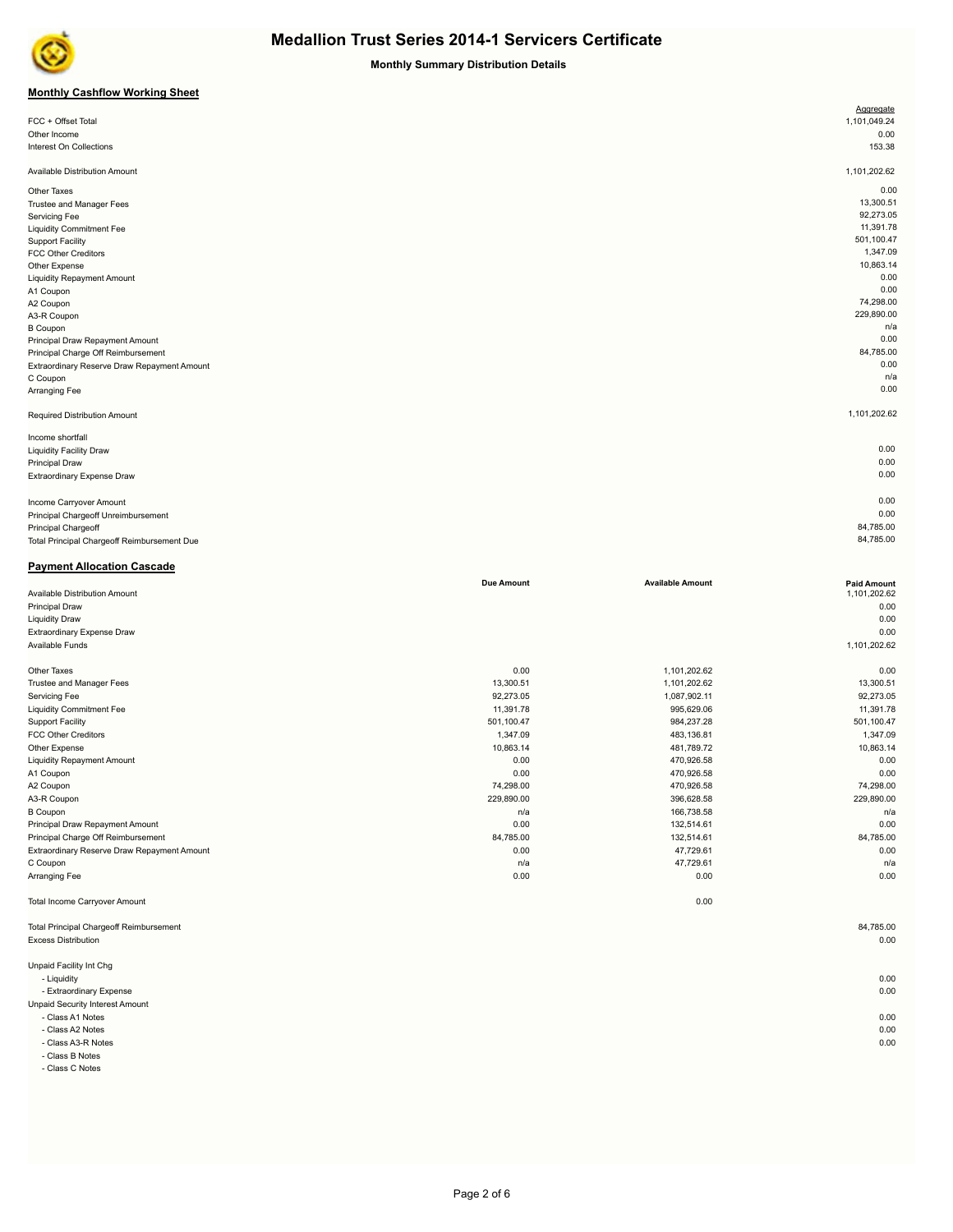# Medallion Trust Series 2014-1 Servicers Certificate

**Monthly Summary Distribution Details**

## Monthly Cashflow Working Sheet

| | Aggregate |
|---|---|
| FCC + Offset Total | 1,101,049.24 |
| Other Income | 0.00 |
| Interest On Collections | 153.38 |
| | |
| Available Distribution Amount | 1,101,202.62 |
| | |
| Other Taxes | 0.00 |
| Trustee and Manager Fees | 13,300.51 |
| Servicing Fee | 92,273.05 |
| Liquidity Commitment Fee | 11,391.78 |
| Support Facility | 501,100.47 |
| FCC Other Creditors | 1,347.09 |
| Other Expense | 10,863.14 |
| Liquidity Repayment Amount | 0.00 |
| A1 Coupon | 0.00 |
| A2 Coupon | 74,298.00 |
| A3-R Coupon | 229,890.00 |
| B Coupon | n/a |
| Principal Draw Repayment Amount | 0.00 |
| Principal Charge Off Reimbursement | 84,785.00 |
| Extraordinary Reserve Draw Repayment Amount | 0.00 |
| C Coupon | n/a |
| Arranging Fee | 0.00 |
| | |
| Required Distribution Amount | 1,101,202.62 |
| | |
| Income shortfall | |
| Liquidity Facility Draw | 0.00 |
| Principal Draw | 0.00 |
| Extraordinary Expense Draw | 0.00 |
| | |
| Income Carryover Amount | 0.00 |
| Principal Chargeoff Unreimbursement | 0.00 |
| Principal Chargeoff | 84,785.00 |
| Total Principal Chargeoff Reimbursement Due | 84,785.00 |

## Payment Allocation Cascade

| | Due Amount | Available Amount | Paid Amount |
|---|---|---|---|
| Available Distribution Amount | | | 1,101,202.62 |
| Principal Draw | | | 0.00 |
| Liquidity Draw | | | 0.00 |
| Extraordinary Expense Draw | | | 0.00 |
| Available Funds | | | 1,101,202.62 |
| | | | |
| Other Taxes | 0.00 | 1,101,202.62 | 0.00 |
| Trustee and Manager Fees | 13,300.51 | 1,101,202.62 | 13,300.51 |
| Servicing Fee | 92,273.05 | 1,087,902.11 | 92,273.05 |
| Liquidity Commitment Fee | 11,391.78 | 995,629.06 | 11,391.78 |
| Support Facility | 501,100.47 | 984,237.28 | 501,100.47 |
| FCC Other Creditors | 1,347.09 | 483,136.81 | 1,347.09 |
| Other Expense | 10,863.14 | 481,789.72 | 10,863.14 |
| Liquidity Repayment Amount | 0.00 | 470,926.58 | 0.00 |
| A1 Coupon | 0.00 | 470,926.58 | 0.00 |
| A2 Coupon | 74,298.00 | 470,926.58 | 74,298.00 |
| A3-R Coupon | 229,890.00 | 396,628.58 | 229,890.00 |
| B Coupon | n/a | 166,738.58 | n/a |
| Principal Draw Repayment Amount | 0.00 | 132,514.61 | 0.00 |
| Principal Charge Off Reimbursement | 84,785.00 | 132,514.61 | 84,785.00 |
| Extraordinary Reserve Draw Repayment Amount | 0.00 | 47,729.61 | 0.00 |
| C Coupon | n/a | 47,729.61 | n/a |
| Arranging Fee | 0.00 | 0.00 | 0.00 |
| | | | |
| Total Income Carryover Amount | | 0.00 | |
| | | | |
| Total Principal Chargeoff Reimbursement | | | 84,785.00 |
| Excess Distribution | | | 0.00 |
| | | | |
| Unpaid Facility Int Chg | | | |
| - Liquidity | | | 0.00 |
| - Extraordinary Expense | | | 0.00 |
| Unpaid Security Interest Amount | | | |
| - Class A1 Notes | | | 0.00 |
| - Class A2 Notes | | | 0.00 |
| - Class A3-R Notes | | | 0.00 |
| - Class B Notes | | | |
| - Class C Notes | | | |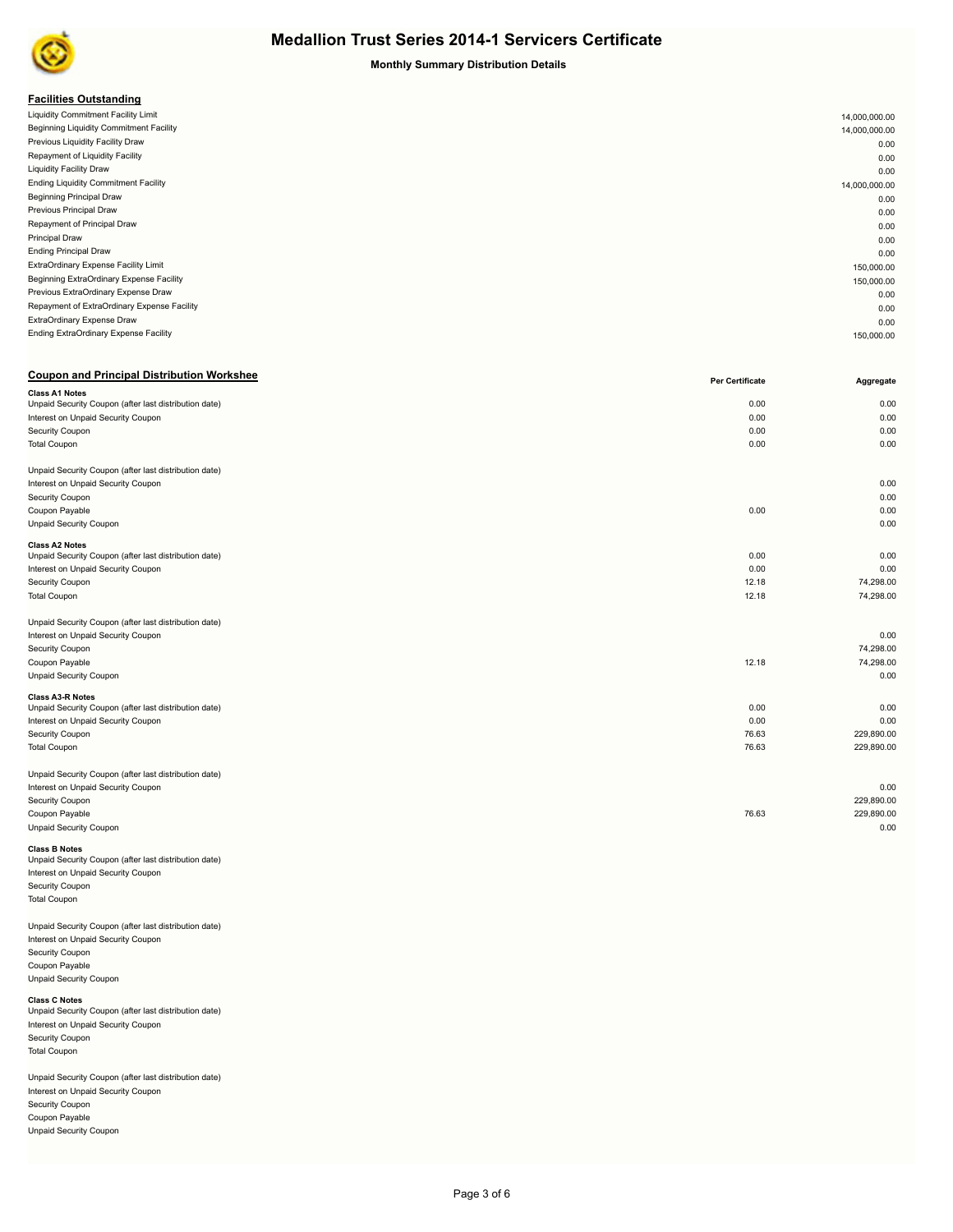# Medallion Trust Series 2014-1 Servicers Certificate

**Monthly Summary Distribution Details**

## Facilities Outstanding

| | |
|---|---|
| Liquidity Commitment Facility Limit | 14,000,000.00 |
| Beginning Liquidity Commitment Facility | 14,000,000.00 |
| Previous Liquidity Facility Draw | 0.00 |
| Repayment of Liquidity Facility | 0.00 |
| Liquidity Facility Draw | 0.00 |
| Ending Liquidity Commitment Facility | 14,000,000.00 |
| Beginning Principal Draw | 0.00 |
| Previous Principal Draw | 0.00 |
| Repayment of Principal Draw | 0.00 |
| Principal Draw | 0.00 |
| Ending Principal Draw | 0.00 |
| ExtraOrdinary Expense Facility Limit | 150,000.00 |
| Beginning ExtraOrdinary Expense Facility | 150,000.00 |
| Previous ExtraOrdinary Expense Draw | 0.00 |
| Repayment of ExtraOrdinary Expense Facility | 0.00 |
| ExtraOrdinary Expense Draw | 0.00 |
| Ending ExtraOrdinary Expense Facility | 150,000.00 |

## Coupon and Principal Distribution Workshee

| | Per Certificate | Aggregate |
|---|---|---|
| **Class A1 Notes** | | |
| Unpaid Security Coupon (after last distribution date) | 0.00 | 0.00 |
| Interest on Unpaid Security Coupon | 0.00 | 0.00 |
| Security Coupon | 0.00 | 0.00 |
| Total Coupon | 0.00 | 0.00 |
| | | |
| Unpaid Security Coupon (after last distribution date) | | |
| Interest on Unpaid Security Coupon | | 0.00 |
| Security Coupon | | 0.00 |
| Coupon Payable | 0.00 | 0.00 |
| Unpaid Security Coupon | | 0.00 |
| **Class A2 Notes** | | |
| Unpaid Security Coupon (after last distribution date) | 0.00 | 0.00 |
| Interest on Unpaid Security Coupon | 0.00 | 0.00 |
| Security Coupon | 12.18 | 74,298.00 |
| Total Coupon | 12.18 | 74,298.00 |
| | | |
| Unpaid Security Coupon (after last distribution date) | | |
| Interest on Unpaid Security Coupon | | 0.00 |
| Security Coupon | | 74,298.00 |
| Coupon Payable | 12.18 | 74,298.00 |
| Unpaid Security Coupon | | 0.00 |
| **Class A3-R Notes** | | |
| Unpaid Security Coupon (after last distribution date) | 0.00 | 0.00 |
| Interest on Unpaid Security Coupon | 0.00 | 0.00 |
| Security Coupon | 76.63 | 229,890.00 |
| Total Coupon | 76.63 | 229,890.00 |
| | | |
| Unpaid Security Coupon (after last distribution date) | | |
| Interest on Unpaid Security Coupon | | 0.00 |
| Security Coupon | | 229,890.00 |
| Coupon Payable | 76.63 | 229,890.00 |
| Unpaid Security Coupon | | 0.00 |
| **Class B Notes** | | |
| Unpaid Security Coupon (after last distribution date) | | |
| Interest on Unpaid Security Coupon | | |
| Security Coupon | | |
| Total Coupon | | |
| | | |
| Unpaid Security Coupon (after last distribution date) | | |
| Interest on Unpaid Security Coupon | | |
| Security Coupon | | |
| Coupon Payable | | |
| Unpaid Security Coupon | | |
| **Class C Notes** | | |
| Unpaid Security Coupon (after last distribution date) | | |
| Interest on Unpaid Security Coupon | | |
| Security Coupon | | |
| Total Coupon | | |
| | | |
| Unpaid Security Coupon (after last distribution date) | | |
| Interest on Unpaid Security Coupon | | |
| Security Coupon | | |
| Coupon Payable | | |
| Unpaid Security Coupon | | |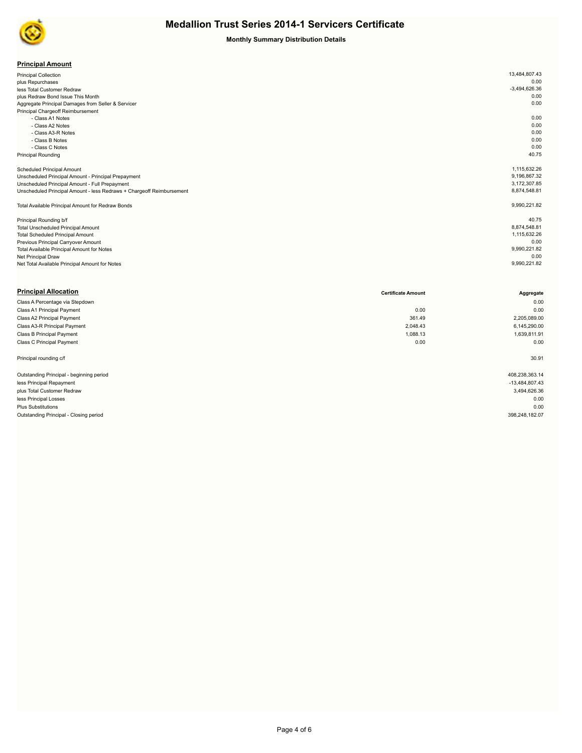# Medallion Trust Series 2014-1 Servicers Certificate

**Monthly Summary Distribution Details**

## Principal Amount

| | |
|---|---|
| Principal Collection | 13,484,807.43 |
| plus Repurchases | 0.00 |
| less Total Customer Redraw | -3,494,626.36 |
| plus Redraw Bond Issue This Month | 0.00 |
| Aggregate Principal Damages from Seller & Servicer | 0.00 |
| Principal Chargeoff Reimbursement | |
| - Class A1 Notes | 0.00 |
| - Class A2 Notes | 0.00 |
| - Class A3-R Notes | 0.00 |
| - Class B Notes | 0.00 |
| - Class C Notes | 0.00 |
| Principal Rounding | 40.75 |
| | |
| Scheduled Principal Amount | 1,115,632.26 |
| Unscheduled Principal Amount - Principal Prepayment | 9,196,867.32 |
| Unscheduled Principal Amount - Full Prepayment | 3,172,307.85 |
| Unscheduled Principal Amount - less Redraws + Chargeoff Reimbursement | 8,874,548.81 |
| | |
| Total Available Principal Amount for Redraw Bonds | 9,990,221.82 |
| | |
| Principal Rounding b/f | 40.75 |
| Total Unscheduled Principal Amount | 8,874,548.81 |
| Total Scheduled Principal Amount | 1,115,632.26 |
| Previous Principal Carryover Amount | 0.00 |
| Total Available Principal Amount for Notes | 9,990,221.82 |
| Net Principal Draw | 0.00 |
| Net Total Available Principal Amount for Notes | 9,990,221.82 |

## Principal Allocation

| | Certificate Amount | Aggregate |
|---|---|---|
| Class A Percentage via Stepdown | | 0.00 |
| Class A1 Principal Payment | 0.00 | 0.00 |
| Class A2 Principal Payment | 361.49 | 2,205,089.00 |
| Class A3-R Principal Payment | 2,048.43 | 6,145,290.00 |
| Class B Principal Payment | 1,088.13 | 1,639,811.91 |
| Class C Principal Payment | 0.00 | 0.00 |
| | | |
| Principal rounding c/f | | 30.91 |
| | | |
| Outstanding Principal - beginning period | | 408,238,363.14 |
| less Principal Repayment | | -13,484,807.43 |
| plus Total Customer Redraw | | 3,494,626.36 |
| less Principal Losses | | 0.00 |
| Plus Substitutions | | 0.00 |
| Outstanding Principal - Closing period | | 398,248,182.07 |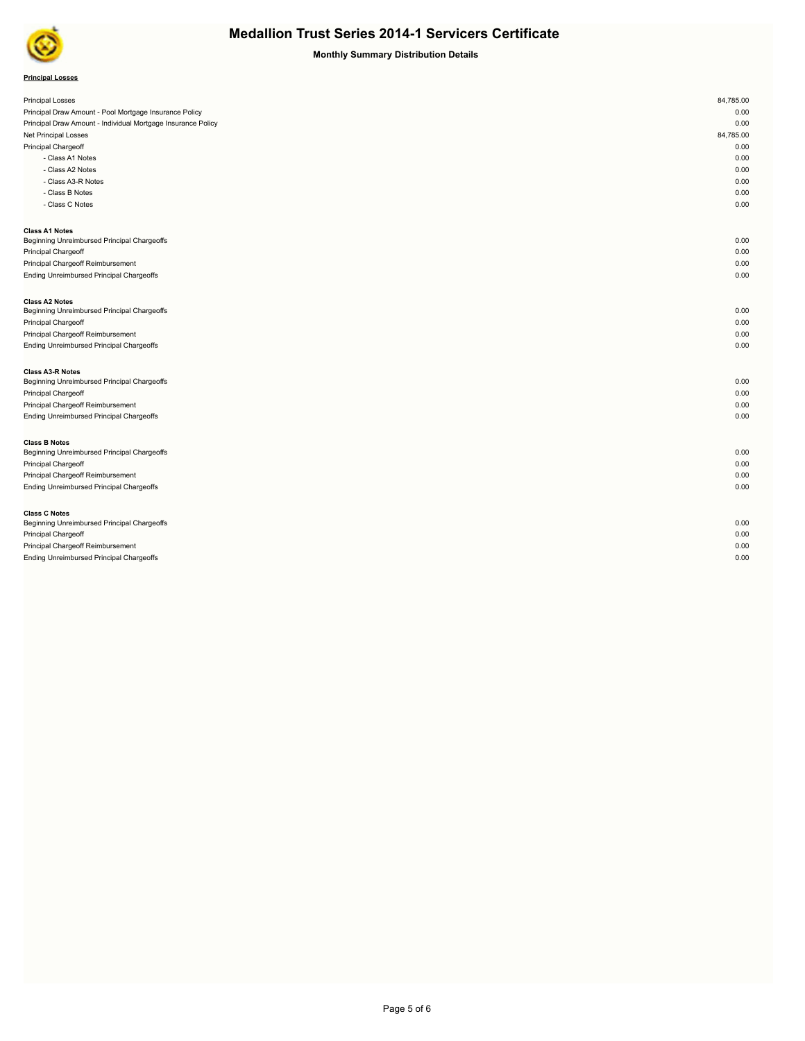# Medallion Trust Series 2014-1 Servicers Certificate

**Monthly Summary Distribution Details**

**Principal Losses**

| | |
|---|---:|
| Principal Losses | 84,785.00 |
| Principal Draw Amount - Pool Mortgage Insurance Policy | 0.00 |
| Principal Draw Amount - Individual Mortgage Insurance Policy | 0.00 |
| Net Principal Losses | 84,785.00 |
| Principal Chargeoff | 0.00 |
| - Class A1 Notes | 0.00 |
| - Class A2 Notes | 0.00 |
| - Class A3-R Notes | 0.00 |
| - Class B Notes | 0.00 |
| - Class C Notes | 0.00 |

**Class A1 Notes**

| | |
|---|---:|
| Beginning Unreimbursed Principal Chargeoffs | 0.00 |
| Principal Chargeoff | 0.00 |
| Principal Chargeoff Reimbursement | 0.00 |
| Ending Unreimbursed Principal Chargeoffs | 0.00 |

**Class A2 Notes**

| | |
|---|---:|
| Beginning Unreimbursed Principal Chargeoffs | 0.00 |
| Principal Chargeoff | 0.00 |
| Principal Chargeoff Reimbursement | 0.00 |
| Ending Unreimbursed Principal Chargeoffs | 0.00 |

**Class A3-R Notes**

| | |
|---|---:|
| Beginning Unreimbursed Principal Chargeoffs | 0.00 |
| Principal Chargeoff | 0.00 |
| Principal Chargeoff Reimbursement | 0.00 |
| Ending Unreimbursed Principal Chargeoffs | 0.00 |

**Class B Notes**

| | |
|---|---:|
| Beginning Unreimbursed Principal Chargeoffs | 0.00 |
| Principal Chargeoff | 0.00 |
| Principal Chargeoff Reimbursement | 0.00 |
| Ending Unreimbursed Principal Chargeoffs | 0.00 |

**Class C Notes**

| | |
|---|---:|
| Beginning Unreimbursed Principal Chargeoffs | 0.00 |
| Principal Chargeoff | 0.00 |
| Principal Chargeoff Reimbursement | 0.00 |
| Ending Unreimbursed Principal Chargeoffs | 0.00 |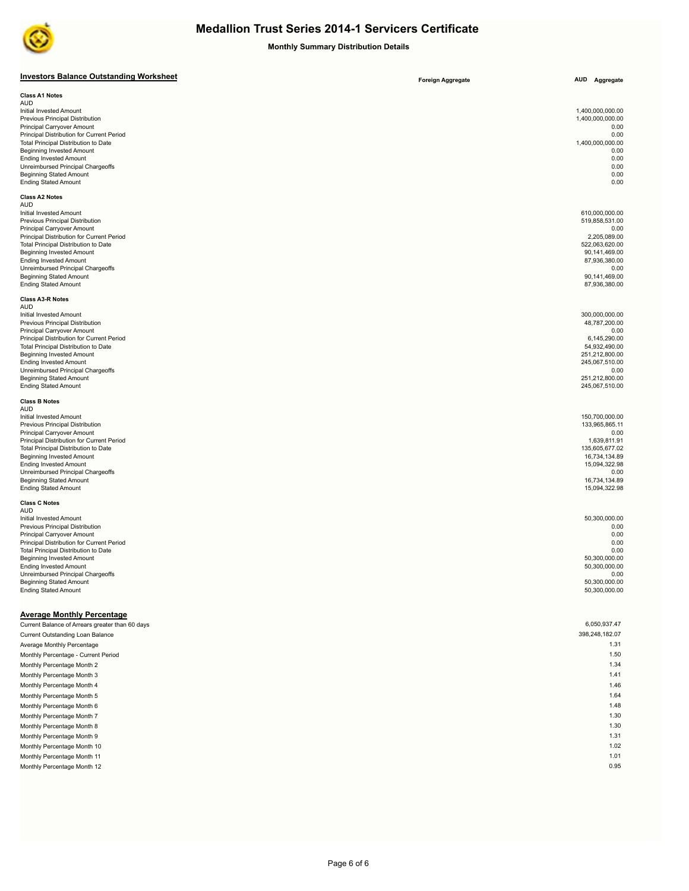# Medallion Trust Series 2014-1 Servicers Certificate

**Monthly Summary Distribution Details**

## Investors Balance Outstanding Worksheet

| | Foreign Aggregate | AUD Aggregate |
|---|---|---|
| **Class A1 Notes** | | |
| AUD | | |
| Initial Invested Amount | | 1,400,000,000.00 |
| Previous Principal Distribution | | 1,400,000,000.00 |
| Principal Carryover Amount | | 0.00 |
| Principal Distribution for Current Period | | 0.00 |
| Total Principal Distribution to Date | | 1,400,000,000.00 |
| Beginning Invested Amount | | 0.00 |
| Ending Invested Amount | | 0.00 |
| Unreimbursed Principal Chargeoffs | | 0.00 |
| Beginning Stated Amount | | 0.00 |
| Ending Stated Amount | | 0.00 |
| **Class A2 Notes** | | |
| AUD | | |
| Initial Invested Amount | | 610,000,000.00 |
| Previous Principal Distribution | | 519,858,531.00 |
| Principal Carryover Amount | | 0.00 |
| Principal Distribution for Current Period | | 2,205,089.00 |
| Total Principal Distribution to Date | | 522,063,620.00 |
| Beginning Invested Amount | | 90,141,469.00 |
| Ending Invested Amount | | 87,936,380.00 |
| Unreimbursed Principal Chargeoffs | | 0.00 |
| Beginning Stated Amount | | 90,141,469.00 |
| Ending Stated Amount | | 87,936,380.00 |
| **Class A3-R Notes** | | |
| AUD | | |
| Initial Invested Amount | | 300,000,000.00 |
| Previous Principal Distribution | | 48,787,200.00 |
| Principal Carryover Amount | | 0.00 |
| Principal Distribution for Current Period | | 6,145,290.00 |
| Total Principal Distribution to Date | | 54,932,490.00 |
| Beginning Invested Amount | | 251,212,800.00 |
| Ending Invested Amount | | 245,067,510.00 |
| Unreimbursed Principal Chargeoffs | | 0.00 |
| Beginning Stated Amount | | 251,212,800.00 |
| Ending Stated Amount | | 245,067,510.00 |
| **Class B Notes** | | |
| AUD | | |
| Initial Invested Amount | | 150,700,000.00 |
| Previous Principal Distribution | | 133,965,865.11 |
| Principal Carryover Amount | | 0.00 |
| Principal Distribution for Current Period | | 1,639,811.91 |
| Total Principal Distribution to Date | | 135,605,677.02 |
| Beginning Invested Amount | | 16,734,134.89 |
| Ending Invested Amount | | 15,094,322.98 |
| Unreimbursed Principal Chargeoffs | | 0.00 |
| Beginning Stated Amount | | 16,734,134.89 |
| Ending Stated Amount | | 15,094,322.98 |
| **Class C Notes** | | |
| AUD | | |
| Initial Invested Amount | | 50,300,000.00 |
| Previous Principal Distribution | | 0.00 |
| Principal Carryover Amount | | 0.00 |
| Principal Distribution for Current Period | | 0.00 |
| Total Principal Distribution to Date | | 0.00 |
| Beginning Invested Amount | | 50,300,000.00 |
| Ending Invested Amount | | 50,300,000.00 |
| Unreimbursed Principal Chargeoffs | | 0.00 |
| Beginning Stated Amount | | 50,300,000.00 |
| Ending Stated Amount | | 50,300,000.00 |

## Average Monthly Percentage

| | |
|---|---|
| Current Balance of Arrears greater than 60 days | 6,050,937.47 |
| Current Outstanding Loan Balance | 398,248,182.07 |
| Average Monthly Percentage | 1.31 |
| Monthly Percentage - Current Period | 1.50 |
| Monthly Percentage Month 2 | 1.34 |
| Monthly Percentage Month 3 | 1.41 |
| Monthly Percentage Month 4 | 1.46 |
| Monthly Percentage Month 5 | 1.64 |
| Monthly Percentage Month 6 | 1.48 |
| Monthly Percentage Month 7 | 1.30 |
| Monthly Percentage Month 8 | 1.30 |
| Monthly Percentage Month 9 | 1.31 |
| Monthly Percentage Month 10 | 1.02 |
| Monthly Percentage Month 11 | 1.01 |
| Monthly Percentage Month 12 | 0.95 |